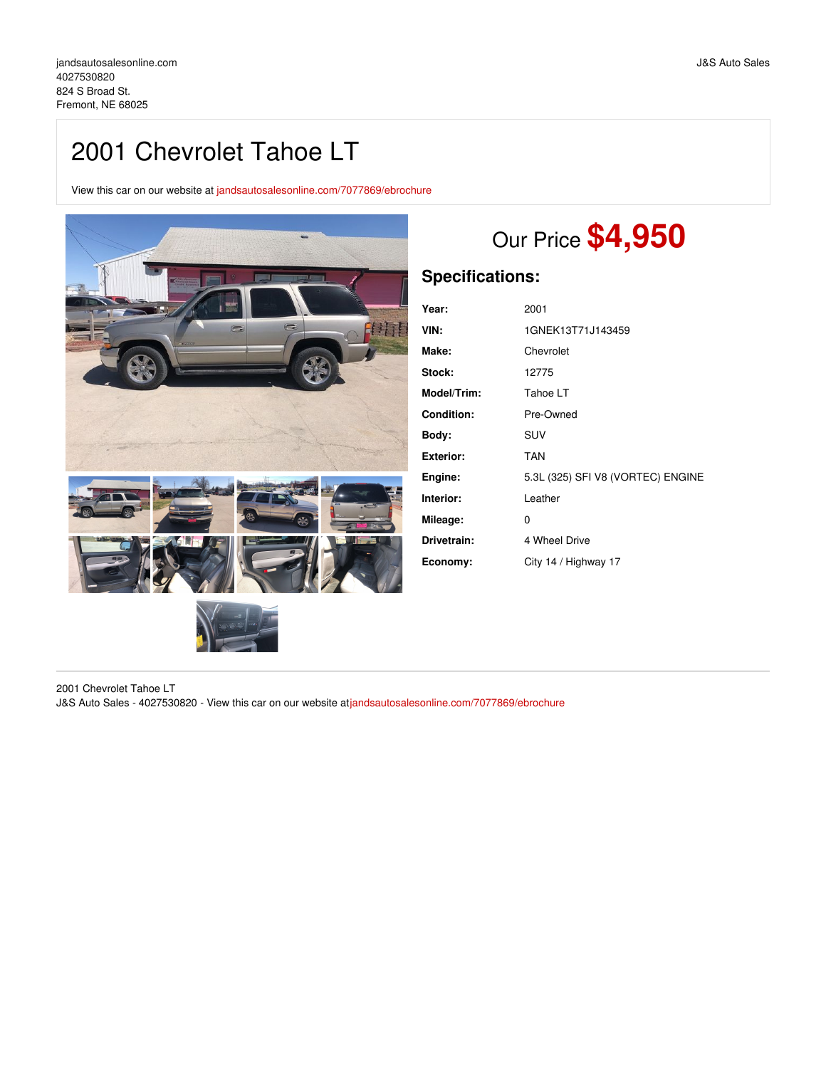jandsautosalesonline.com
4027530820
824 S Broad St.
Fremont, NE 68025

J&S Auto Sales

# 2001 Chevrolet Tahoe LT

View this car on our website at jandsautosalesonline.com/7077869/ebrochure

Our Price **$4,950**

## Specifications:

| | |
|---|---|
| **Year:** | 2001 |
| **VIN:** | 1GNEK13T71J143459 |
| **Make:** | Chevrolet |
| **Stock:** | 12775 |
| **Model/Trim:** | Tahoe LT |
| **Condition:** | Pre-Owned |
| **Body:** | SUV |
| **Exterior:** | TAN |
| **Engine:** | 5.3L (325) SFI V8 (VORTEC) ENGINE |
| **Interior:** | Leather |
| **Mileage:** | 0 |
| **Drivetrain:** | 4 Wheel Drive |
| **Economy:** | City 14 / Highway 17 |

2001 Chevrolet Tahoe LT
J&S Auto Sales - 4027530820 - View this car on our website atjandsautosalesonline.com/7077869/ebrochure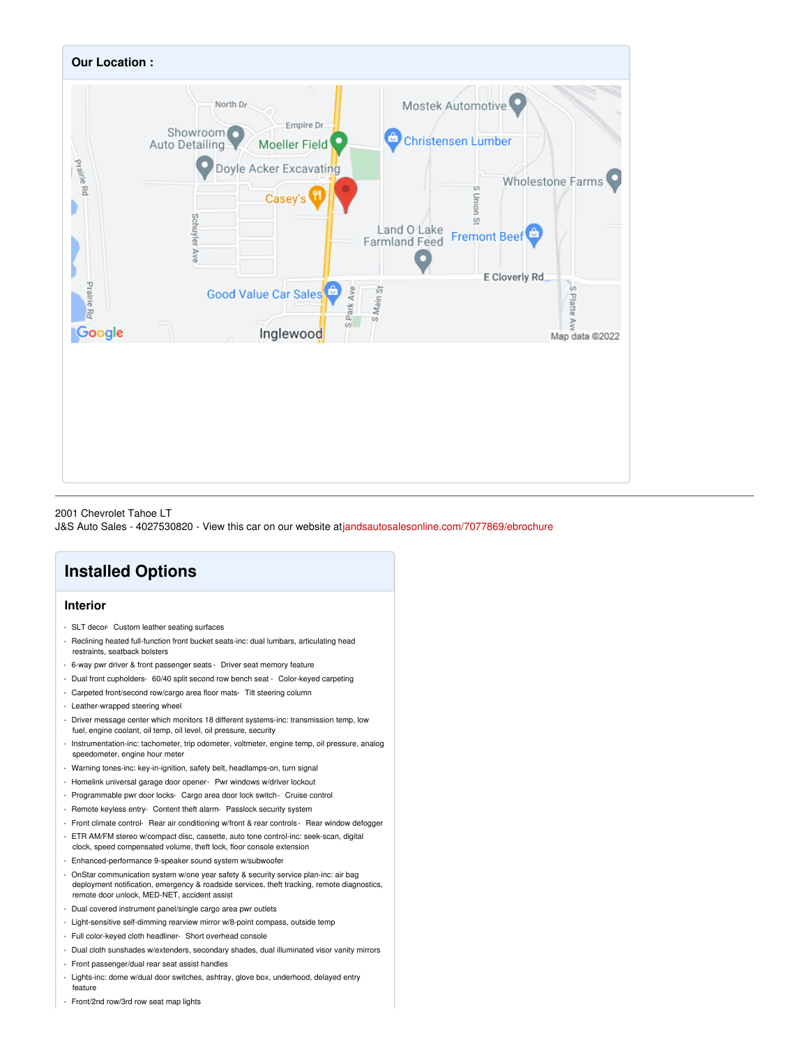## Our Location :

2001 Chevrolet Tahoe LT
J&S Auto Sales - 4027530820 - View this car on our website at jandsautosalesonline.com/7077869/ebrochure

# Installed Options

## Interior

- SLT decor- Custom leather seating surfaces
- Reclining heated full-function front bucket seats-inc: dual lumbars, articulating head restraints, seatback bolsters
- 6-way pwr driver & front passenger seats - Driver seat memory feature
- Dual front cupholders- 60/40 split second row bench seat - Color-keyed carpeting
- Carpeted front/second row/cargo area floor mats- Tilt steering column
- Leather-wrapped steering wheel
- Driver message center which monitors 18 different systems-inc: transmission temp, low fuel, engine coolant, oil temp, oil level, oil pressure, security
- Instrumentation-inc: tachometer, trip odometer, voltmeter, engine temp, oil pressure, analog speedometer, engine hour meter
- Warning tones-inc: key-in-ignition, safety belt, headlamps-on, turn signal
- Homelink universal garage door opener- Pwr windows w/driver lockout
- Programmable pwr door locks- Cargo area door lock switch- Cruise control
- Remote keyless entry- Content theft alarm- Passlock security system
- Front climate control- Rear air conditioning w/front & rear controls - Rear window defogger
- ETR AM/FM stereo w/compact disc, cassette, auto tone control-inc: seek-scan, digital clock, speed compensated volume, theft lock, floor console extension
- Enhanced-performance 9-speaker sound system w/subwoofer
- OnStar communication system w/one year safety & security service plan-inc: air bag deployment notification, emergency & roadside services, theft tracking, remote diagnostics, remote door unlock, MED-NET, accident assist
- Dual covered instrument panel/single cargo area pwr outlets
- Light-sensitive self-dimming rearview mirror w/8-point compass, outside temp
- Full color-keyed cloth headliner- Short overhead console
- Dual cloth sunshades w/extenders, secondary shades, dual illuminated visor vanity mirrors
- Front passenger/dual rear seat assist handles
- Lights-inc: dome w/dual door switches, ashtray, glove box, underhood, delayed entry feature
- Front/2nd row/3rd row seat map lights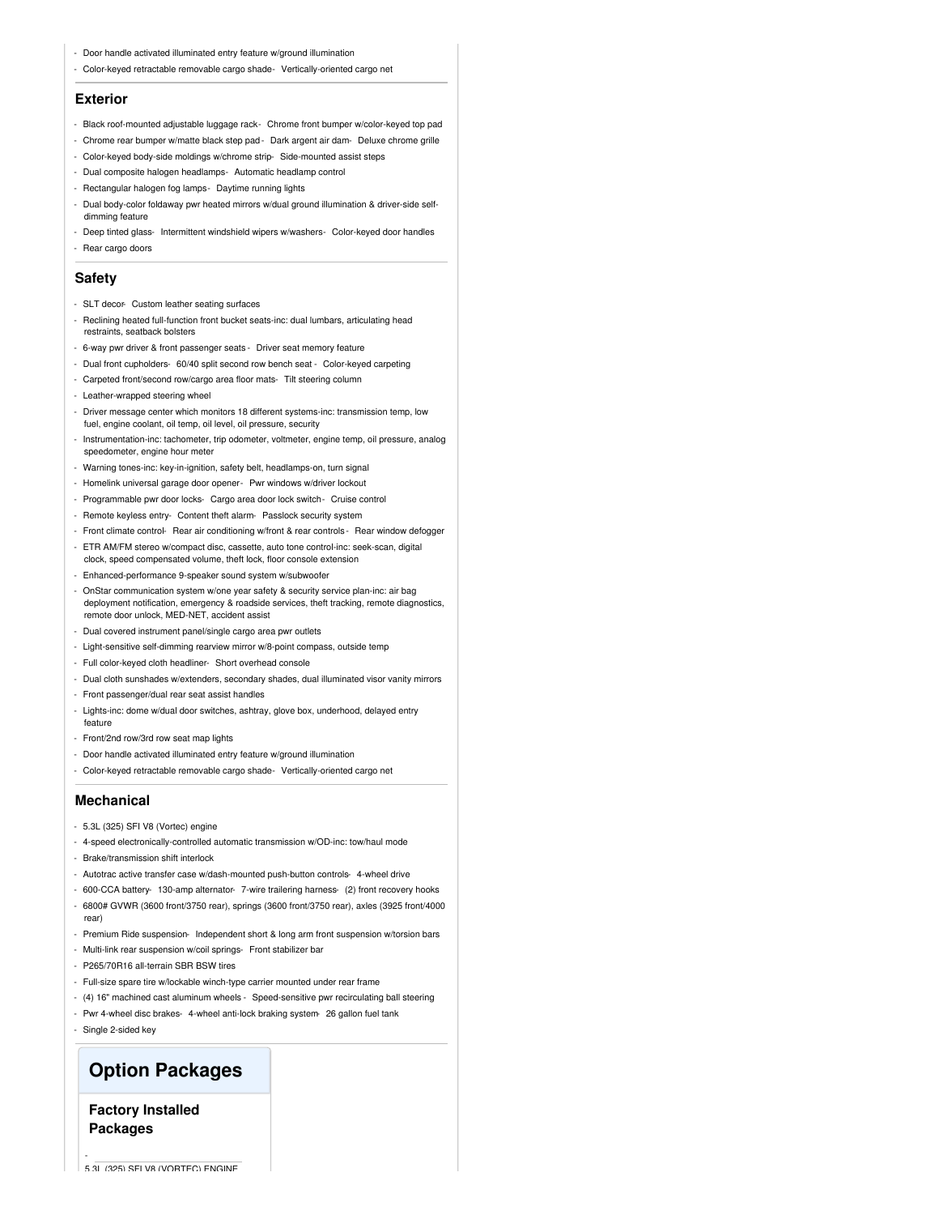- Door handle activated illuminated entry feature w/ground illumination
- Color-keyed retractable removable cargo shade- Vertically-oriented cargo net

### Exterior

- Black roof-mounted adjustable luggage rack- Chrome front bumper w/color-keyed top pad
- Chrome rear bumper w/matte black step pad - Dark argent air dam- Deluxe chrome grille
- Color-keyed body-side moldings w/chrome strip- Side-mounted assist steps
- Dual composite halogen headlamps- Automatic headlamp control
- Rectangular halogen fog lamps- Daytime running lights
- Dual body-color foldaway pwr heated mirrors w/dual ground illumination & driver-side self-dimming feature
- Deep tinted glass- Intermittent windshield wipers w/washers- Color-keyed door handles
- Rear cargo doors

### Safety

- SLT decor- Custom leather seating surfaces
- Reclining heated full-function front bucket seats-inc: dual lumbars, articulating head restraints, seatback bolsters
- 6-way pwr driver & front passenger seats - Driver seat memory feature
- Dual front cupholders- 60/40 split second row bench seat - Color-keyed carpeting
- Carpeted front/second row/cargo area floor mats- Tilt steering column
- Leather-wrapped steering wheel
- Driver message center which monitors 18 different systems-inc: transmission temp, low fuel, engine coolant, oil temp, oil level, oil pressure, security
- Instrumentation-inc: tachometer, trip odometer, voltmeter, engine temp, oil pressure, analog speedometer, engine hour meter
- Warning tones-inc: key-in-ignition, safety belt, headlamps-on, turn signal
- Homelink universal garage door opener- Pwr windows w/driver lockout
- Programmable pwr door locks- Cargo area door lock switch - Cruise control
- Remote keyless entry- Content theft alarm- Passlock security system
- Front climate control- Rear air conditioning w/front & rear controls - Rear window defogger
- ETR AM/FM stereo w/compact disc, cassette, auto tone control-inc: seek-scan, digital clock, speed compensated volume, theft lock, floor console extension
- Enhanced-performance 9-speaker sound system w/subwoofer
- OnStar communication system w/one year safety & security service plan-inc: air bag deployment notification, emergency & roadside services, theft tracking, remote diagnostics, remote door unlock, MED-NET, accident assist
- Dual covered instrument panel/single cargo area pwr outlets
- Light-sensitive self-dimming rearview mirror w/8-point compass, outside temp
- Full color-keyed cloth headliner- Short overhead console
- Dual cloth sunshades w/extenders, secondary shades, dual illuminated visor vanity mirrors
- Front passenger/dual rear seat assist handles
- Lights-inc: dome w/dual door switches, ashtray, glove box, underhood, delayed entry feature
- Front/2nd row/3rd row seat map lights
- Door handle activated illuminated entry feature w/ground illumination
- Color-keyed retractable removable cargo shade- Vertically-oriented cargo net

### Mechanical

- 5.3L (325) SFI V8 (Vortec) engine
- 4-speed electronically-controlled automatic transmission w/OD-inc: tow/haul mode
- Brake/transmission shift interlock
- Autotrac active transfer case w/dash-mounted push-button controls- 4-wheel drive
- 600-CCA battery- 130-amp alternator- 7-wire trailering harness- (2) front recovery hooks
- 6800# GVWR (3600 front/3750 rear), springs (3600 front/3750 rear), axles (3925 front/4000 rear)
- Premium Ride suspension- Independent short & long arm front suspension w/torsion bars
- Multi-link rear suspension w/coil springs- Front stabilizer bar
- P265/70R16 all-terrain SBR BSW tires
- Full-size spare tire w/lockable winch-type carrier mounted under rear frame
- (4) 16" machined cast aluminum wheels - Speed-sensitive pwr recirculating ball steering
- Pwr 4-wheel disc brakes- 4-wheel anti-lock braking system- 26 gallon fuel tank
- Single 2-sided key

## Option Packages

### Factory Installed Packages

-

5.3L (325) SFI V8 (VORTEC) ENGINE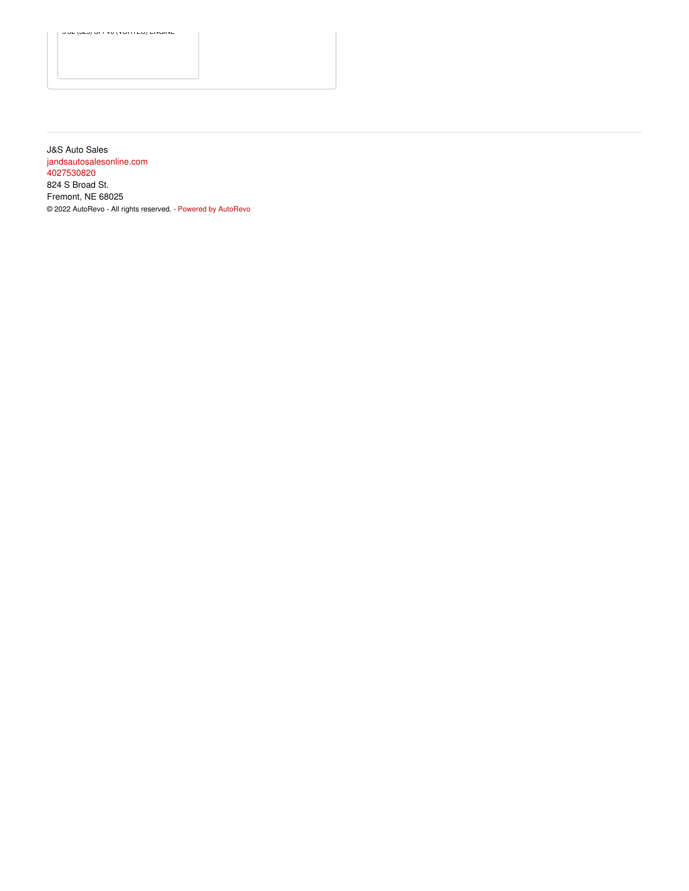5.3L (325) SFI V8 (VORTEC) ENGINE

J&S Auto Sales
jandsautosalesonline.com
4027530820
824 S Broad St.
Fremont, NE 68025
© 2022 AutoRevo - All rights reserved. - Powered by AutoRevo